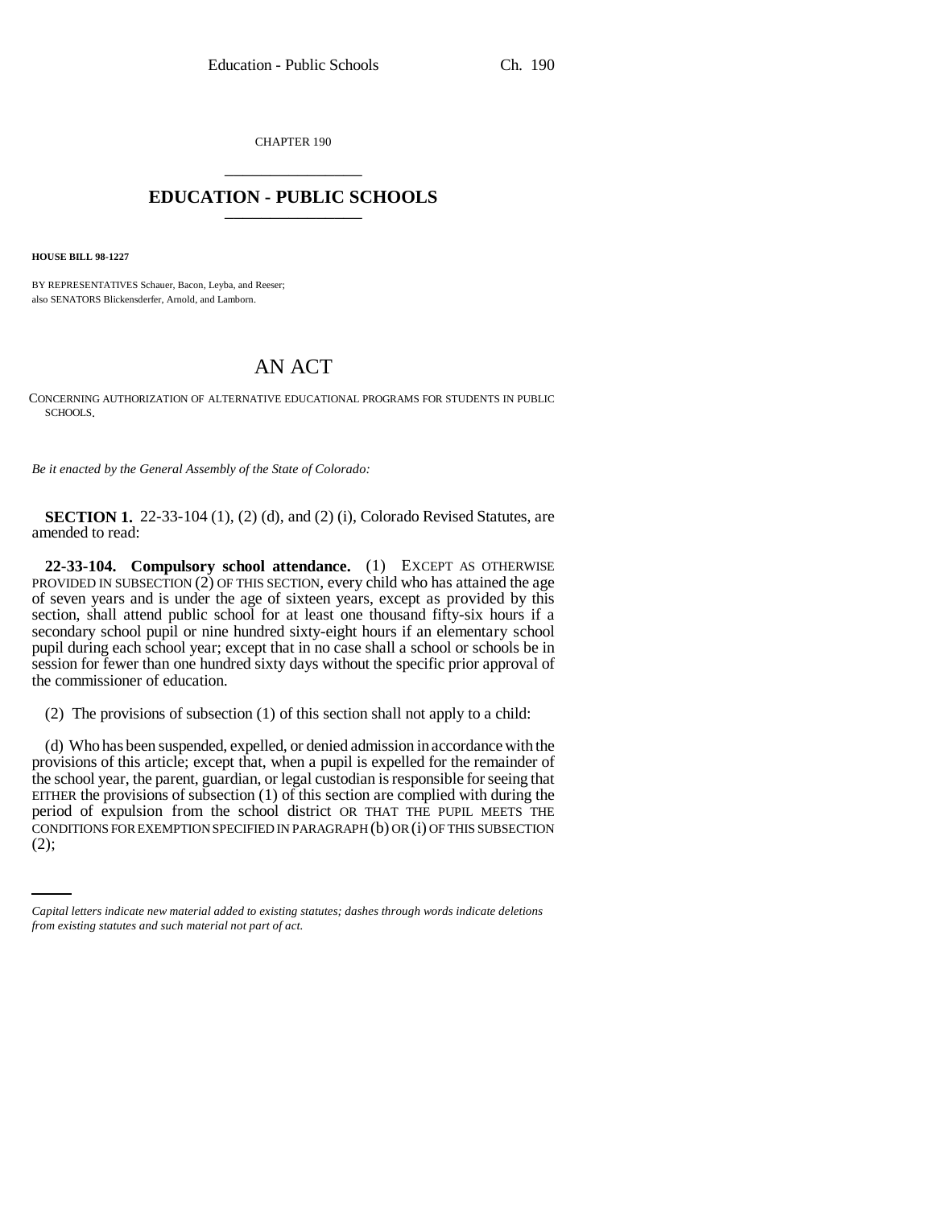CHAPTER 190

# EDUCATION - PUBLIC SCHOOLS

**HOUSE BILL 98-1227**

BY REPRESENTATIVES Schauer, Bacon, Leyba, and Reeser;
also SENATORS Blickensderfer, Arnold, and Lamborn.

## AN ACT

CONCERNING AUTHORIZATION OF ALTERNATIVE EDUCATIONAL PROGRAMS FOR STUDENTS IN PUBLIC SCHOOLS.

*Be it enacted by the General Assembly of the State of Colorado:*

**SECTION 1.** 22-33-104 (1), (2) (d), and (2) (i), Colorado Revised Statutes, are amended to read:

**22-33-104. Compulsory school attendance.** (1) EXCEPT AS OTHERWISE PROVIDED IN SUBSECTION (2) OF THIS SECTION, every child who has attained the age of seven years and is under the age of sixteen years, except as provided by this section, shall attend public school for at least one thousand fifty-six hours if a secondary school pupil or nine hundred sixty-eight hours if an elementary school pupil during each school year; except that in no case shall a school or schools be in session for fewer than one hundred sixty days without the specific prior approval of the commissioner of education.

(2) The provisions of subsection (1) of this section shall not apply to a child:

(d) Who has been suspended, expelled, or denied admission in accordance with the provisions of this article; except that, when a pupil is expelled for the remainder of the school year, the parent, guardian, or legal custodian is responsible for seeing that EITHER the provisions of subsection (1) of this section are complied with during the period of expulsion from the school district OR THAT THE PUPIL MEETS THE CONDITIONS FOR EXEMPTION SPECIFIED IN PARAGRAPH (b) OR (i) OF THIS SUBSECTION (2);

*Capital letters indicate new material added to existing statutes; dashes through words indicate deletions from existing statutes and such material not part of act.*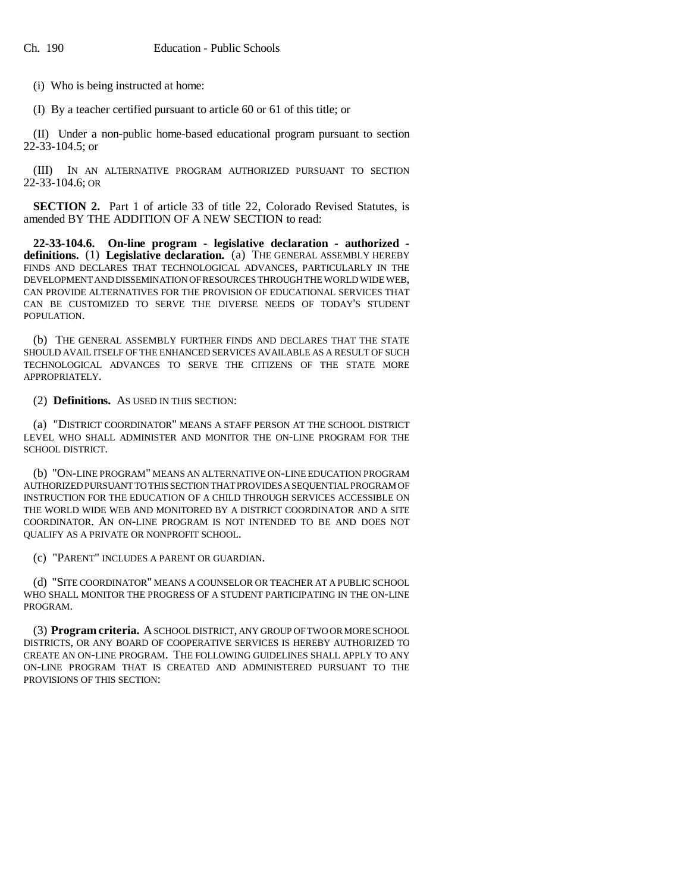(i) Who is being instructed at home:

(I) By a teacher certified pursuant to article 60 or 61 of this title; or

(II) Under a non-public home-based educational program pursuant to section 22-33-104.5; or

(III) IN AN ALTERNATIVE PROGRAM AUTHORIZED PURSUANT TO SECTION 22-33-104.6; OR

**SECTION 2.** Part 1 of article 33 of title 22, Colorado Revised Statutes, is amended BY THE ADDITION OF A NEW SECTION to read:

**22-33-104.6. On-line program - legislative declaration - authorized - definitions.** (1) **Legislative declaration.** (a) THE GENERAL ASSEMBLY HEREBY FINDS AND DECLARES THAT TECHNOLOGICAL ADVANCES, PARTICULARLY IN THE DEVELOPMENT AND DISSEMINATION OF RESOURCES THROUGH THE WORLD WIDE WEB, CAN PROVIDE ALTERNATIVES FOR THE PROVISION OF EDUCATIONAL SERVICES THAT CAN BE CUSTOMIZED TO SERVE THE DIVERSE NEEDS OF TODAY'S STUDENT POPULATION.

(b) THE GENERAL ASSEMBLY FURTHER FINDS AND DECLARES THAT THE STATE SHOULD AVAIL ITSELF OF THE ENHANCED SERVICES AVAILABLE AS A RESULT OF SUCH TECHNOLOGICAL ADVANCES TO SERVE THE CITIZENS OF THE STATE MORE APPROPRIATELY.

(2) **Definitions.** AS USED IN THIS SECTION:

(a) "DISTRICT COORDINATOR" MEANS A STAFF PERSON AT THE SCHOOL DISTRICT LEVEL WHO SHALL ADMINISTER AND MONITOR THE ON-LINE PROGRAM FOR THE SCHOOL DISTRICT.

(b) "ON-LINE PROGRAM" MEANS AN ALTERNATIVE ON-LINE EDUCATION PROGRAM AUTHORIZED PURSUANT TO THIS SECTION THAT PROVIDES A SEQUENTIAL PROGRAM OF INSTRUCTION FOR THE EDUCATION OF A CHILD THROUGH SERVICES ACCESSIBLE ON THE WORLD WIDE WEB AND MONITORED BY A DISTRICT COORDINATOR AND A SITE COORDINATOR. AN ON-LINE PROGRAM IS NOT INTENDED TO BE AND DOES NOT QUALIFY AS A PRIVATE OR NONPROFIT SCHOOL.

(c) "PARENT" INCLUDES A PARENT OR GUARDIAN.

(d) "SITE COORDINATOR" MEANS A COUNSELOR OR TEACHER AT A PUBLIC SCHOOL WHO SHALL MONITOR THE PROGRESS OF A STUDENT PARTICIPATING IN THE ON-LINE PROGRAM.

(3) **Program criteria.** A SCHOOL DISTRICT, ANY GROUP OF TWO OR MORE SCHOOL DISTRICTS, OR ANY BOARD OF COOPERATIVE SERVICES IS HEREBY AUTHORIZED TO CREATE AN ON-LINE PROGRAM. THE FOLLOWING GUIDELINES SHALL APPLY TO ANY ON-LINE PROGRAM THAT IS CREATED AND ADMINISTERED PURSUANT TO THE PROVISIONS OF THIS SECTION: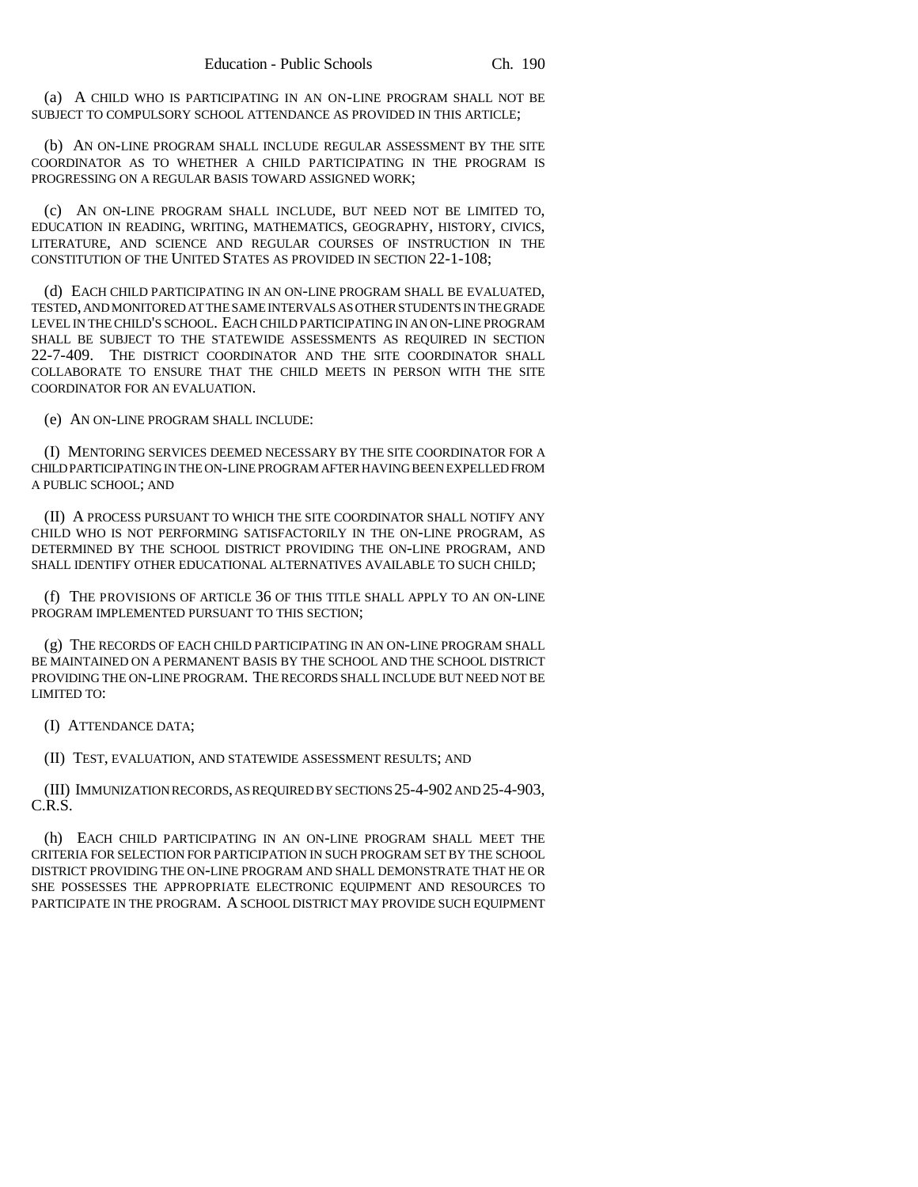(a) A CHILD WHO IS PARTICIPATING IN AN ON-LINE PROGRAM SHALL NOT BE SUBJECT TO COMPULSORY SCHOOL ATTENDANCE AS PROVIDED IN THIS ARTICLE;

(b) AN ON-LINE PROGRAM SHALL INCLUDE REGULAR ASSESSMENT BY THE SITE COORDINATOR AS TO WHETHER A CHILD PARTICIPATING IN THE PROGRAM IS PROGRESSING ON A REGULAR BASIS TOWARD ASSIGNED WORK;

(c) AN ON-LINE PROGRAM SHALL INCLUDE, BUT NEED NOT BE LIMITED TO, EDUCATION IN READING, WRITING, MATHEMATICS, GEOGRAPHY, HISTORY, CIVICS, LITERATURE, AND SCIENCE AND REGULAR COURSES OF INSTRUCTION IN THE CONSTITUTION OF THE UNITED STATES AS PROVIDED IN SECTION 22-1-108;

(d) EACH CHILD PARTICIPATING IN AN ON-LINE PROGRAM SHALL BE EVALUATED, TESTED, AND MONITORED AT THE SAME INTERVALS AS OTHER STUDENTS IN THE GRADE LEVEL IN THE CHILD'S SCHOOL. EACH CHILD PARTICIPATING IN AN ON-LINE PROGRAM SHALL BE SUBJECT TO THE STATEWIDE ASSESSMENTS AS REQUIRED IN SECTION 22-7-409. THE DISTRICT COORDINATOR AND THE SITE COORDINATOR SHALL COLLABORATE TO ENSURE THAT THE CHILD MEETS IN PERSON WITH THE SITE COORDINATOR FOR AN EVALUATION.

(e) AN ON-LINE PROGRAM SHALL INCLUDE:

(I) MENTORING SERVICES DEEMED NECESSARY BY THE SITE COORDINATOR FOR A CHILD PARTICIPATING IN THE ON-LINE PROGRAM AFTER HAVING BEEN EXPELLED FROM A PUBLIC SCHOOL; AND

(II) A PROCESS PURSUANT TO WHICH THE SITE COORDINATOR SHALL NOTIFY ANY CHILD WHO IS NOT PERFORMING SATISFACTORILY IN THE ON-LINE PROGRAM, AS DETERMINED BY THE SCHOOL DISTRICT PROVIDING THE ON-LINE PROGRAM, AND SHALL IDENTIFY OTHER EDUCATIONAL ALTERNATIVES AVAILABLE TO SUCH CHILD;

(f) THE PROVISIONS OF ARTICLE 36 OF THIS TITLE SHALL APPLY TO AN ON-LINE PROGRAM IMPLEMENTED PURSUANT TO THIS SECTION;

(g) THE RECORDS OF EACH CHILD PARTICIPATING IN AN ON-LINE PROGRAM SHALL BE MAINTAINED ON A PERMANENT BASIS BY THE SCHOOL AND THE SCHOOL DISTRICT PROVIDING THE ON-LINE PROGRAM. THE RECORDS SHALL INCLUDE BUT NEED NOT BE LIMITED TO:

(I) ATTENDANCE DATA;

(II) TEST, EVALUATION, AND STATEWIDE ASSESSMENT RESULTS; AND

(III) IMMUNIZATION RECORDS, AS REQUIRED BY SECTIONS 25-4-902 AND 25-4-903, C.R.S.

(h) EACH CHILD PARTICIPATING IN AN ON-LINE PROGRAM SHALL MEET THE CRITERIA FOR SELECTION FOR PARTICIPATION IN SUCH PROGRAM SET BY THE SCHOOL DISTRICT PROVIDING THE ON-LINE PROGRAM AND SHALL DEMONSTRATE THAT HE OR SHE POSSESSES THE APPROPRIATE ELECTRONIC EQUIPMENT AND RESOURCES TO PARTICIPATE IN THE PROGRAM. A SCHOOL DISTRICT MAY PROVIDE SUCH EQUIPMENT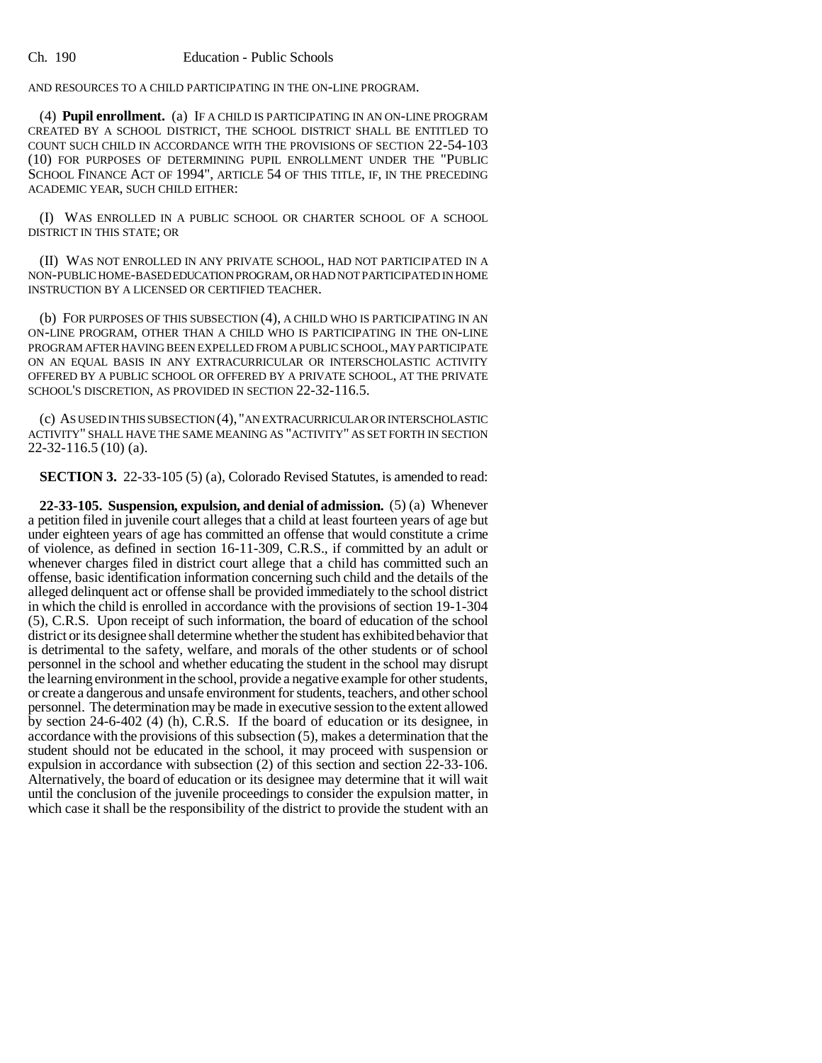AND RESOURCES TO A CHILD PARTICIPATING IN THE ON-LINE PROGRAM.

(4) **Pupil enrollment.** (a) IF A CHILD IS PARTICIPATING IN AN ON-LINE PROGRAM CREATED BY A SCHOOL DISTRICT, THE SCHOOL DISTRICT SHALL BE ENTITLED TO COUNT SUCH CHILD IN ACCORDANCE WITH THE PROVISIONS OF SECTION 22-54-103 (10) FOR PURPOSES OF DETERMINING PUPIL ENROLLMENT UNDER THE "PUBLIC SCHOOL FINANCE ACT OF 1994", ARTICLE 54 OF THIS TITLE, IF, IN THE PRECEDING ACADEMIC YEAR, SUCH CHILD EITHER:

(I) WAS ENROLLED IN A PUBLIC SCHOOL OR CHARTER SCHOOL OF A SCHOOL DISTRICT IN THIS STATE; OR

(II) WAS NOT ENROLLED IN ANY PRIVATE SCHOOL, HAD NOT PARTICIPATED IN A NON-PUBLIC HOME-BASED EDUCATION PROGRAM, OR HAD NOT PARTICIPATED IN HOME INSTRUCTION BY A LICENSED OR CERTIFIED TEACHER.

(b) FOR PURPOSES OF THIS SUBSECTION (4), A CHILD WHO IS PARTICIPATING IN AN ON-LINE PROGRAM, OTHER THAN A CHILD WHO IS PARTICIPATING IN THE ON-LINE PROGRAM AFTER HAVING BEEN EXPELLED FROM A PUBLIC SCHOOL, MAY PARTICIPATE ON AN EQUAL BASIS IN ANY EXTRACURRICULAR OR INTERSCHOLASTIC ACTIVITY OFFERED BY A PUBLIC SCHOOL OR OFFERED BY A PRIVATE SCHOOL, AT THE PRIVATE SCHOOL'S DISCRETION, AS PROVIDED IN SECTION 22-32-116.5.

(c) AS USED IN THIS SUBSECTION (4), "AN EXTRACURRICULAR OR INTERSCHOLASTIC ACTIVITY" SHALL HAVE THE SAME MEANING AS "ACTIVITY" AS SET FORTH IN SECTION 22-32-116.5 (10) (a).

**SECTION 3.** 22-33-105 (5) (a), Colorado Revised Statutes, is amended to read:

**22-33-105. Suspension, expulsion, and denial of admission.** (5) (a) Whenever a petition filed in juvenile court alleges that a child at least fourteen years of age but under eighteen years of age has committed an offense that would constitute a crime of violence, as defined in section 16-11-309, C.R.S., if committed by an adult or whenever charges filed in district court allege that a child has committed such an offense, basic identification information concerning such child and the details of the alleged delinquent act or offense shall be provided immediately to the school district in which the child is enrolled in accordance with the provisions of section 19-1-304 (5), C.R.S. Upon receipt of such information, the board of education of the school district or its designee shall determine whether the student has exhibited behavior that is detrimental to the safety, welfare, and morals of the other students or of school personnel in the school and whether educating the student in the school may disrupt the learning environment in the school, provide a negative example for other students, or create a dangerous and unsafe environment for students, teachers, and other school personnel. The determination may be made in executive session to the extent allowed by section 24-6-402 (4) (h), C.R.S. If the board of education or its designee, in accordance with the provisions of this subsection (5), makes a determination that the student should not be educated in the school, it may proceed with suspension or expulsion in accordance with subsection (2) of this section and section 22-33-106. Alternatively, the board of education or its designee may determine that it will wait until the conclusion of the juvenile proceedings to consider the expulsion matter, in which case it shall be the responsibility of the district to provide the student with an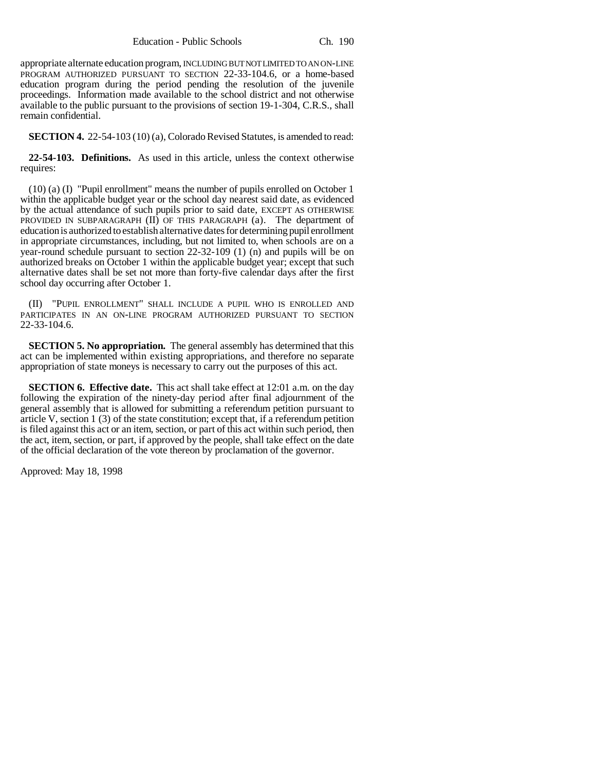appropriate alternate education program, INCLUDING BUT NOT LIMITED TO AN ON-LINE PROGRAM AUTHORIZED PURSUANT TO SECTION 22-33-104.6, or a home-based education program during the period pending the resolution of the juvenile proceedings. Information made available to the school district and not otherwise available to the public pursuant to the provisions of section 19-1-304, C.R.S., shall remain confidential.

**SECTION 4.** 22-54-103 (10) (a), Colorado Revised Statutes, is amended to read:

**22-54-103. Definitions.** As used in this article, unless the context otherwise requires:

(10) (a) (I) "Pupil enrollment" means the number of pupils enrolled on October 1 within the applicable budget year or the school day nearest said date, as evidenced by the actual attendance of such pupils prior to said date, EXCEPT AS OTHERWISE PROVIDED IN SUBPARAGRAPH (II) OF THIS PARAGRAPH (a). The department of education is authorized to establish alternative dates for determining pupil enrollment in appropriate circumstances, including, but not limited to, when schools are on a year-round schedule pursuant to section 22-32-109 (1) (n) and pupils will be on authorized breaks on October 1 within the applicable budget year; except that such alternative dates shall be set not more than forty-five calendar days after the first school day occurring after October 1.

(II) "PUPIL ENROLLMENT" SHALL INCLUDE A PUPIL WHO IS ENROLLED AND PARTICIPATES IN AN ON-LINE PROGRAM AUTHORIZED PURSUANT TO SECTION 22-33-104.6.

**SECTION 5. No appropriation.** The general assembly has determined that this act can be implemented within existing appropriations, and therefore no separate appropriation of state moneys is necessary to carry out the purposes of this act.

**SECTION 6. Effective date.** This act shall take effect at 12:01 a.m. on the day following the expiration of the ninety-day period after final adjournment of the general assembly that is allowed for submitting a referendum petition pursuant to article V, section 1 (3) of the state constitution; except that, if a referendum petition is filed against this act or an item, section, or part of this act within such period, then the act, item, section, or part, if approved by the people, shall take effect on the date of the official declaration of the vote thereon by proclamation of the governor.

Approved: May 18, 1998